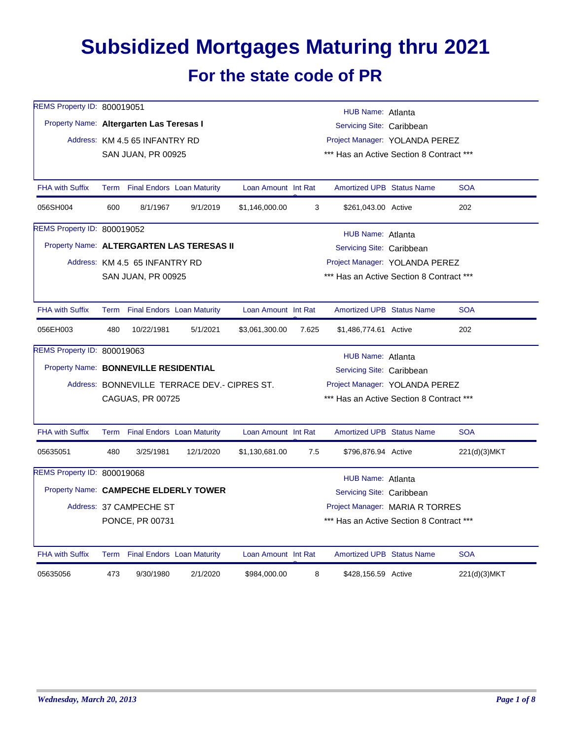# Subsidized Mortgages Maturing thru 2021

## For the state code of PR

REMS Property ID: 800019051

Property Name: **Altergarten Las Teresas I**

Address: KM 4.5 65 INFANTRY RD
SAN JUAN, PR 00925

HUB Name: Atlanta
Servicing Site: Caribbean
Project Manager: YOLANDA PEREZ
*** Has an Active Section 8 Contract ***

| FHA with Suffix | Term | Final Endors | Loan Maturity | Loan Amount | Int Rate | Amortized UPB | Status Name | SOA |
|---|---|---|---|---|---|---|---|---|
| 056SH004 | 600 | 8/1/1967 | 9/1/2019 | $1,146,000.00 | 3 | $261,043.00 | Active | 202 |

REMS Property ID: 800019052

Property Name: **ALTERGARTEN LAS TERESAS II**

Address: KM 4.5 65 INFANTRY RD
SAN JUAN, PR 00925

HUB Name: Atlanta
Servicing Site: Caribbean
Project Manager: YOLANDA PEREZ
*** Has an Active Section 8 Contract ***

| FHA with Suffix | Term | Final Endors | Loan Maturity | Loan Amount | Int Rate | Amortized UPB | Status Name | SOA |
|---|---|---|---|---|---|---|---|---|
| 056EH003 | 480 | 10/22/1981 | 5/1/2021 | $3,061,300.00 | 7.625 | $1,486,774.61 | Active | 202 |

REMS Property ID: 800019063

Property Name: **BONNEVILLE RESIDENTIAL**

Address: BONNEVILLE TERRACE DEV.- CIPRES ST.
CAGUAS, PR 00725

HUB Name: Atlanta
Servicing Site: Caribbean
Project Manager: YOLANDA PEREZ
*** Has an Active Section 8 Contract ***

| FHA with Suffix | Term | Final Endors | Loan Maturity | Loan Amount | Int Rate | Amortized UPB | Status Name | SOA |
|---|---|---|---|---|---|---|---|---|
| 05635051 | 480 | 3/25/1981 | 12/1/2020 | $1,130,681.00 | 7.5 | $796,876.94 | Active | 221(d)(3)MKT |

REMS Property ID: 800019068

Property Name: **CAMPECHE ELDERLY TOWER**

Address: 37 CAMPECHE ST
PONCE, PR 00731

HUB Name: Atlanta
Servicing Site: Caribbean
Project Manager: MARIA R TORRES
*** Has an Active Section 8 Contract ***

| FHA with Suffix | Term | Final Endors | Loan Maturity | Loan Amount | Int Rate | Amortized UPB | Status Name | SOA |
|---|---|---|---|---|---|---|---|---|
| 05635056 | 473 | 9/30/1980 | 2/1/2020 | $984,000.00 | 8 | $428,156.59 | Active | 221(d)(3)MKT |

*Wednesday, March 20, 2013*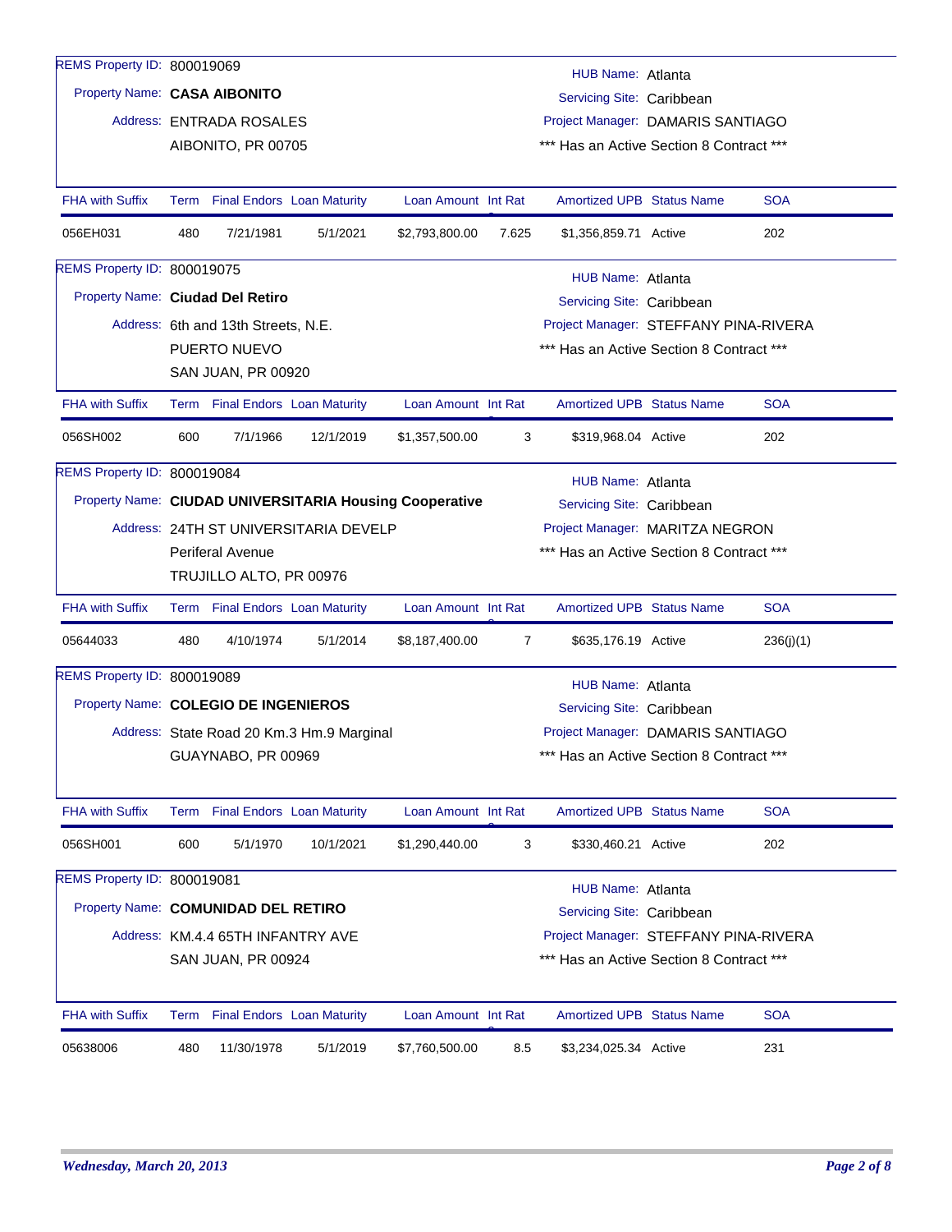REMS Property ID: 800019069

Property Name: **CASA AIBONITO**

Address: ENTRADA ROSALES
AIBONITO, PR 00705

HUB Name: Atlanta
Servicing Site: Caribbean
Project Manager: DAMARIS SANTIAGO
*** Has an Active Section 8 Contract ***

| FHA with Suffix | Term | Final Endors | Loan Maturity | Loan Amount | Int Rate | Amortized UPB | Status Name | SOA |
|---|---|---|---|---|---|---|---|---|
| 056EH031 | 480 | 7/21/1981 | 5/1/2021 | $2,793,800.00 | 7.625 | $1,356,859.71 | Active | 202 |

REMS Property ID: 800019075

Property Name: **Ciudad Del Retiro**

Address: 6th and 13th Streets, N.E.
PUERTO NUEVO
SAN JUAN, PR 00920

HUB Name: Atlanta
Servicing Site: Caribbean
Project Manager: STEFFANY PINA-RIVERA
*** Has an Active Section 8 Contract ***

| FHA with Suffix | Term | Final Endors | Loan Maturity | Loan Amount | Int Rate | Amortized UPB | Status Name | SOA |
|---|---|---|---|---|---|---|---|---|
| 056SH002 | 600 | 7/1/1966 | 12/1/2019 | $1,357,500.00 | 3 | $319,968.04 | Active | 202 |

REMS Property ID: 800019084

Property Name: **CIUDAD UNIVERSITARIA Housing Cooperative**

Address: 24TH ST UNIVERSITARIA DEVELP
Periferal Avenue
TRUJILLO ALTO, PR 00976

HUB Name: Atlanta
Servicing Site: Caribbean
Project Manager: MARITZA NEGRON
*** Has an Active Section 8 Contract ***

| FHA with Suffix | Term | Final Endors | Loan Maturity | Loan Amount | Int Rate | Amortized UPB | Status Name | SOA |
|---|---|---|---|---|---|---|---|---|
| 05644033 | 480 | 4/10/1974 | 5/1/2014 | $8,187,400.00 | 7 | $635,176.19 | Active | 236(j)(1) |

REMS Property ID: 800019089

Property Name: **COLEGIO DE INGENIEROS**

Address: State Road 20 Km.3 Hm.9 Marginal
GUAYNABO, PR 00969

HUB Name: Atlanta
Servicing Site: Caribbean
Project Manager: DAMARIS SANTIAGO
*** Has an Active Section 8 Contract ***

| FHA with Suffix | Term | Final Endors | Loan Maturity | Loan Amount | Int Rate | Amortized UPB | Status Name | SOA |
|---|---|---|---|---|---|---|---|---|
| 056SH001 | 600 | 5/1/1970 | 10/1/2021 | $1,290,440.00 | 3 | $330,460.21 | Active | 202 |

REMS Property ID: 800019081

Property Name: **COMUNIDAD DEL RETIRO**

Address: KM.4.4 65TH INFANTRY AVE
SAN JUAN, PR 00924

HUB Name: Atlanta
Servicing Site: Caribbean
Project Manager: STEFFANY PINA-RIVERA
*** Has an Active Section 8 Contract ***

| FHA with Suffix | Term | Final Endors | Loan Maturity | Loan Amount | Int Rate | Amortized UPB | Status Name | SOA |
|---|---|---|---|---|---|---|---|---|
| 05638006 | 480 | 11/30/1978 | 5/1/2019 | $7,760,500.00 | 8.5 | $3,234,025.34 | Active | 231 |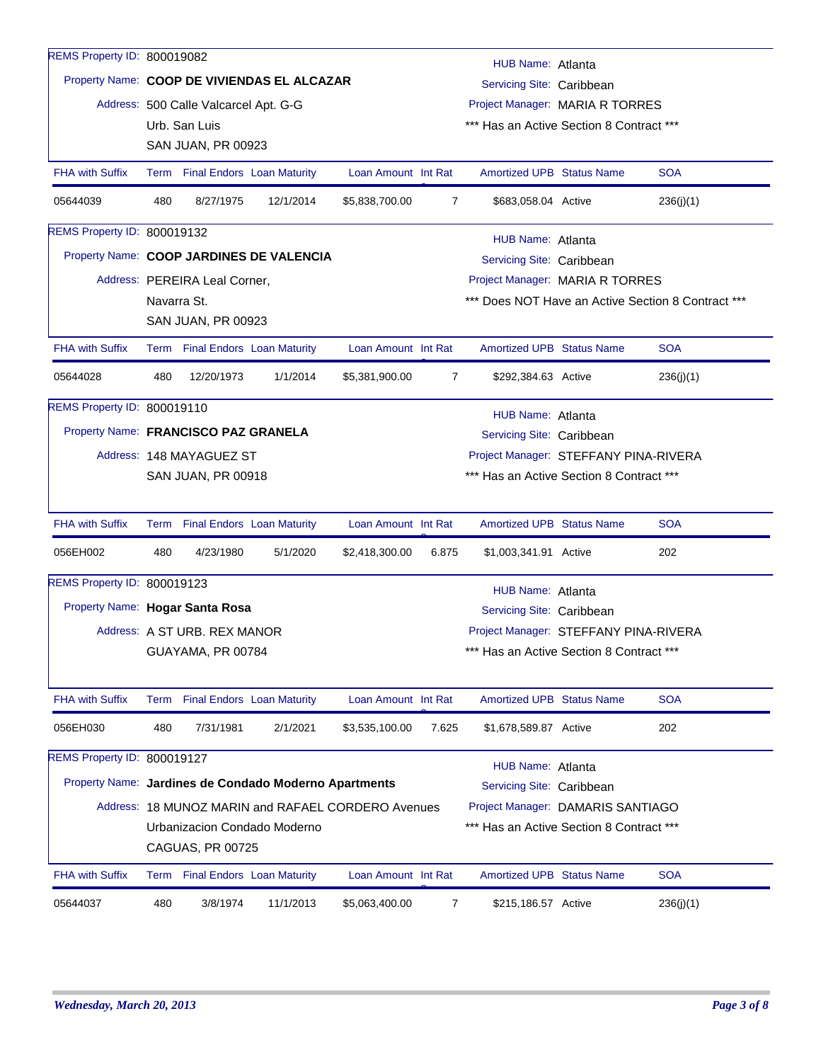REMS Property ID: 800019082

Property Name: **COOP DE VIVIENDAS EL ALCAZAR**

Address: 500 Calle Valcarcel Apt. G-G
Urb. San Luis
SAN JUAN, PR 00923

HUB Name: Atlanta
Servicing Site: Caribbean
Project Manager: MARIA R TORRES
*** Has an Active Section 8 Contract ***

| FHA with Suffix | Term | Final Endors | Loan Maturity | Loan Amount | Int Rate | Amortized UPB | Status Name | SOA |
|---|---|---|---|---|---|---|---|---|
| 05644039 | 480 | 8/27/1975 | 12/1/2014 | $5,838,700.00 | 7 | $683,058.04 | Active | 236(j)(1) |

REMS Property ID: 800019132

Property Name: **COOP JARDINES DE VALENCIA**

Address: PEREIRA Leal Corner,
Navarra St.
SAN JUAN, PR 00923

HUB Name: Atlanta
Servicing Site: Caribbean
Project Manager: MARIA R TORRES
*** Does NOT Have an Active Section 8 Contract ***

| FHA with Suffix | Term | Final Endors | Loan Maturity | Loan Amount | Int Rate | Amortized UPB | Status Name | SOA |
|---|---|---|---|---|---|---|---|---|
| 05644028 | 480 | 12/20/1973 | 1/1/2014 | $5,381,900.00 | 7 | $292,384.63 | Active | 236(j)(1) |

REMS Property ID: 800019110

Property Name: **FRANCISCO PAZ GRANELA**

Address: 148 MAYAGUEZ ST
SAN JUAN, PR 00918

HUB Name: Atlanta
Servicing Site: Caribbean
Project Manager: STEFFANY PINA-RIVERA
*** Has an Active Section 8 Contract ***

| FHA with Suffix | Term | Final Endors | Loan Maturity | Loan Amount | Int Rate | Amortized UPB | Status Name | SOA |
|---|---|---|---|---|---|---|---|---|
| 056EH002 | 480 | 4/23/1980 | 5/1/2020 | $2,418,300.00 | 6.875 | $1,003,341.91 | Active | 202 |

REMS Property ID: 800019123

Property Name: **Hogar Santa Rosa**

Address: A ST URB. REX MANOR
GUAYAMA, PR 00784

HUB Name: Atlanta
Servicing Site: Caribbean
Project Manager: STEFFANY PINA-RIVERA
*** Has an Active Section 8 Contract ***

| FHA with Suffix | Term | Final Endors | Loan Maturity | Loan Amount | Int Rate | Amortized UPB | Status Name | SOA |
|---|---|---|---|---|---|---|---|---|
| 056EH030 | 480 | 7/31/1981 | 2/1/2021 | $3,535,100.00 | 7.625 | $1,678,589.87 | Active | 202 |

REMS Property ID: 800019127

Property Name: **Jardines de Condado Moderno Apartments**

Address: 18 MUNOZ MARIN and RAFAEL CORDERO Avenues
Urbanizacion Condado Moderno
CAGUAS, PR 00725

HUB Name: Atlanta
Servicing Site: Caribbean
Project Manager: DAMARIS SANTIAGO
*** Has an Active Section 8 Contract ***

| FHA with Suffix | Term | Final Endors | Loan Maturity | Loan Amount | Int Rate | Amortized UPB | Status Name | SOA |
|---|---|---|---|---|---|---|---|---|
| 05644037 | 480 | 3/8/1974 | 11/1/2013 | $5,063,400.00 | 7 | $215,186.57 | Active | 236(j)(1) |

*Wednesday, March 20, 2013*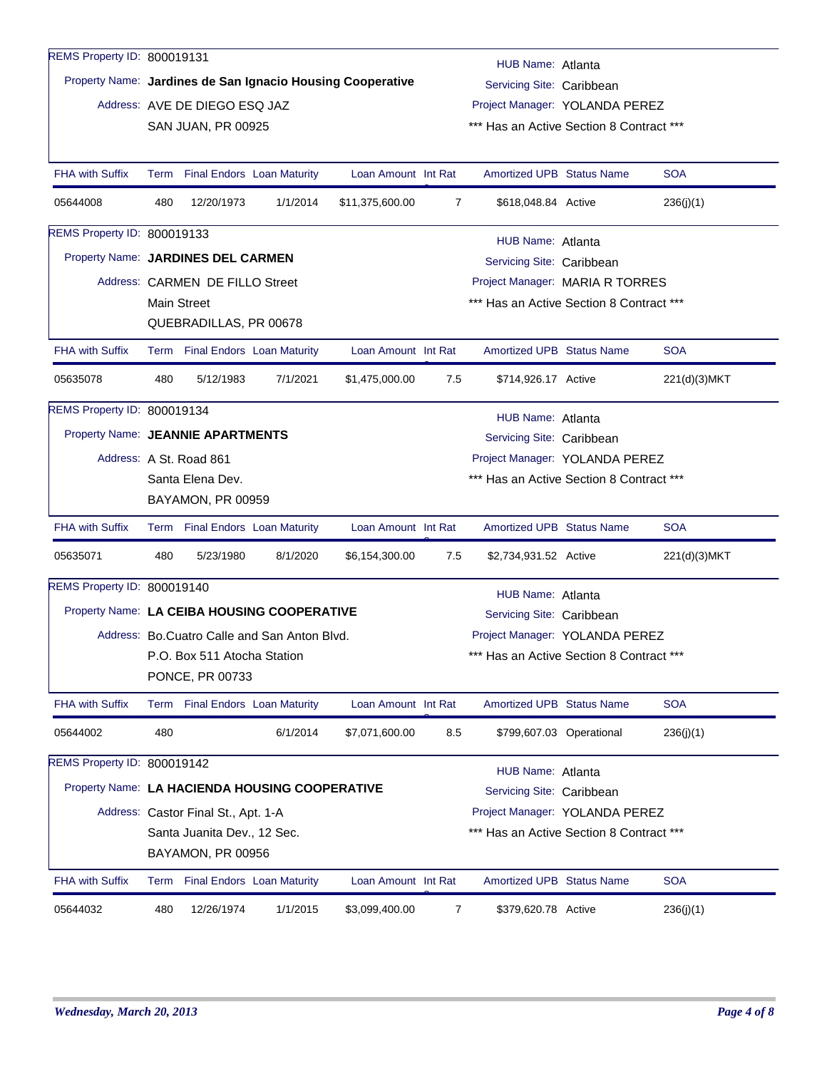REMS Property ID: 800019131

Property Name: **Jardines de San Ignacio Housing Cooperative**

Address: AVE DE DIEGO ESQ JAZ
SAN JUAN, PR 00925

HUB Name: Atlanta
Servicing Site: Caribbean
Project Manager: YOLANDA PEREZ
\*\*\* Has an Active Section 8 Contract \*\*\*

| FHA with Suffix | Term | Final Endors | Loan Maturity | Loan Amount | Int Rate | Amortized UPB | Status Name | SOA |
|---|---|---|---|---|---|---|---|---|
| 05644008 | 480 | 12/20/1973 | 1/1/2014 | $11,375,600.00 | 7 | $618,048.84 | Active | 236(j)(1) |

REMS Property ID: 800019133

Property Name: **JARDINES DEL CARMEN**

Address: CARMEN DE FILLO Street
Main Street
QUEBRADILLAS, PR 00678

HUB Name: Atlanta
Servicing Site: Caribbean
Project Manager: MARIA R TORRES
\*\*\* Has an Active Section 8 Contract \*\*\*

| FHA with Suffix | Term | Final Endors | Loan Maturity | Loan Amount | Int Rate | Amortized UPB | Status Name | SOA |
|---|---|---|---|---|---|---|---|---|
| 05635078 | 480 | 5/12/1983 | 7/1/2021 | $1,475,000.00 | 7.5 | $714,926.17 | Active | 221(d)(3)MKT |

REMS Property ID: 800019134

Property Name: **JEANNIE APARTMENTS**

Address: A St. Road 861
Santa Elena Dev.
BAYAMON, PR 00959

HUB Name: Atlanta
Servicing Site: Caribbean
Project Manager: YOLANDA PEREZ
\*\*\* Has an Active Section 8 Contract \*\*\*

| FHA with Suffix | Term | Final Endors | Loan Maturity | Loan Amount | Int Rate | Amortized UPB | Status Name | SOA |
|---|---|---|---|---|---|---|---|---|
| 05635071 | 480 | 5/23/1980 | 8/1/2020 | $6,154,300.00 | 7.5 | $2,734,931.52 | Active | 221(d)(3)MKT |

REMS Property ID: 800019140

Property Name: **LA CEIBA HOUSING COOPERATIVE**

Address: Bo.Cuatro Calle and San Anton Blvd.
P.O. Box 511 Atocha Station
PONCE, PR 00733

HUB Name: Atlanta
Servicing Site: Caribbean
Project Manager: YOLANDA PEREZ
\*\*\* Has an Active Section 8 Contract \*\*\*

| FHA with Suffix | Term | Final Endors | Loan Maturity | Loan Amount | Int Rate | Amortized UPB | Status Name | SOA |
|---|---|---|---|---|---|---|---|---|
| 05644002 | 480 | | 6/1/2014 | $7,071,600.00 | 8.5 | $799,607.03 | Operational | 236(j)(1) |

REMS Property ID: 800019142

Property Name: **LA HACIENDA HOUSING COOPERATIVE**

Address: Castor Final St., Apt. 1-A
Santa Juanita Dev., 12 Sec.
BAYAMON, PR 00956

HUB Name: Atlanta
Servicing Site: Caribbean
Project Manager: YOLANDA PEREZ
\*\*\* Has an Active Section 8 Contract \*\*\*

| FHA with Suffix | Term | Final Endors | Loan Maturity | Loan Amount | Int Rate | Amortized UPB | Status Name | SOA |
|---|---|---|---|---|---|---|---|---|
| 05644032 | 480 | 12/26/1974 | 1/1/2015 | $3,099,400.00 | 7 | $379,620.78 | Active | 236(j)(1) |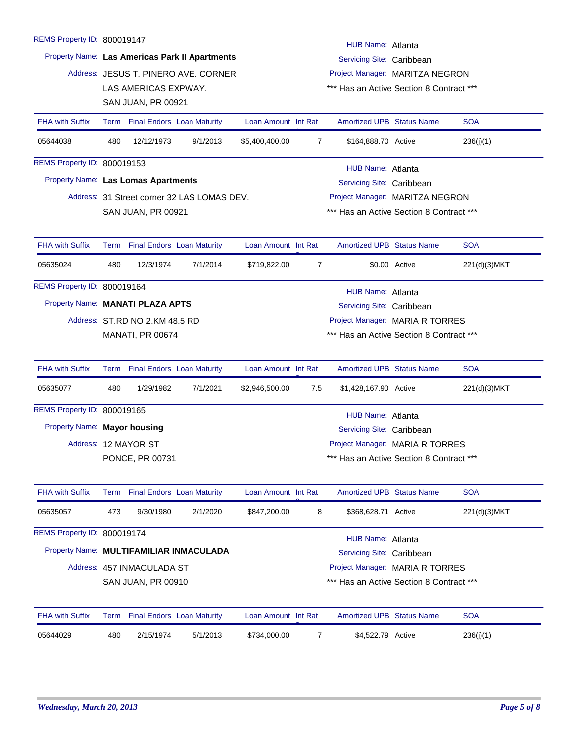REMS Property ID: 800019147

Property Name: **Las Americas Park II Apartments**

Address: JESUS T. PINERO AVE. CORNER LAS AMERICAS EXPWAY. SAN JUAN, PR 00921

HUB Name: Atlanta
Servicing Site: Caribbean
Project Manager: MARITZA NEGRON
*** Has an Active Section 8 Contract ***

| FHA with Suffix | Term | Final Endors | Loan Maturity | Loan Amount | Int Rate | Amortized UPB | Status Name | SOA |
|---|---|---|---|---|---|---|---|---|
| 05644038 | 480 | 12/12/1973 | 9/1/2013 | $5,400,400.00 | 7 | $164,888.70 | Active | 236(j)(1) |

REMS Property ID: 800019153

Property Name: **Las Lomas Apartments**

Address: 31 Street corner 32 LAS LOMAS DEV. SAN JUAN, PR 00921

HUB Name: Atlanta
Servicing Site: Caribbean
Project Manager: MARITZA NEGRON
*** Has an Active Section 8 Contract ***

| FHA with Suffix | Term | Final Endors | Loan Maturity | Loan Amount | Int Rate | Amortized UPB | Status Name | SOA |
|---|---|---|---|---|---|---|---|---|
| 05635024 | 480 | 12/3/1974 | 7/1/2014 | $719,822.00 | 7 | $0.00 | Active | 221(d)(3)MKT |

REMS Property ID: 800019164

Property Name: **MANATI PLAZA APTS**

Address: ST.RD NO 2.KM 48.5 RD MANATI, PR 00674

HUB Name: Atlanta
Servicing Site: Caribbean
Project Manager: MARIA R TORRES
*** Has an Active Section 8 Contract ***

| FHA with Suffix | Term | Final Endors | Loan Maturity | Loan Amount | Int Rate | Amortized UPB | Status Name | SOA |
|---|---|---|---|---|---|---|---|---|
| 05635077 | 480 | 1/29/1982 | 7/1/2021 | $2,946,500.00 | 7.5 | $1,428,167.90 | Active | 221(d)(3)MKT |

REMS Property ID: 800019165

Property Name: **Mayor housing**

Address: 12 MAYOR ST PONCE, PR 00731

HUB Name: Atlanta
Servicing Site: Caribbean
Project Manager: MARIA R TORRES
*** Has an Active Section 8 Contract ***

| FHA with Suffix | Term | Final Endors | Loan Maturity | Loan Amount | Int Rate | Amortized UPB | Status Name | SOA |
|---|---|---|---|---|---|---|---|---|
| 05635057 | 473 | 9/30/1980 | 2/1/2020 | $847,200.00 | 8 | $368,628.71 | Active | 221(d)(3)MKT |

REMS Property ID: 800019174

Property Name: **MULTIFAMILIAR INMACULADA**

Address: 457 INMACULADA ST SAN JUAN, PR 00910

HUB Name: Atlanta
Servicing Site: Caribbean
Project Manager: MARIA R TORRES
*** Has an Active Section 8 Contract ***

| FHA with Suffix | Term | Final Endors | Loan Maturity | Loan Amount | Int Rate | Amortized UPB | Status Name | SOA |
|---|---|---|---|---|---|---|---|---|
| 05644029 | 480 | 2/15/1974 | 5/1/2013 | $734,000.00 | 7 | $4,522.79 | Active | 236(j)(1) |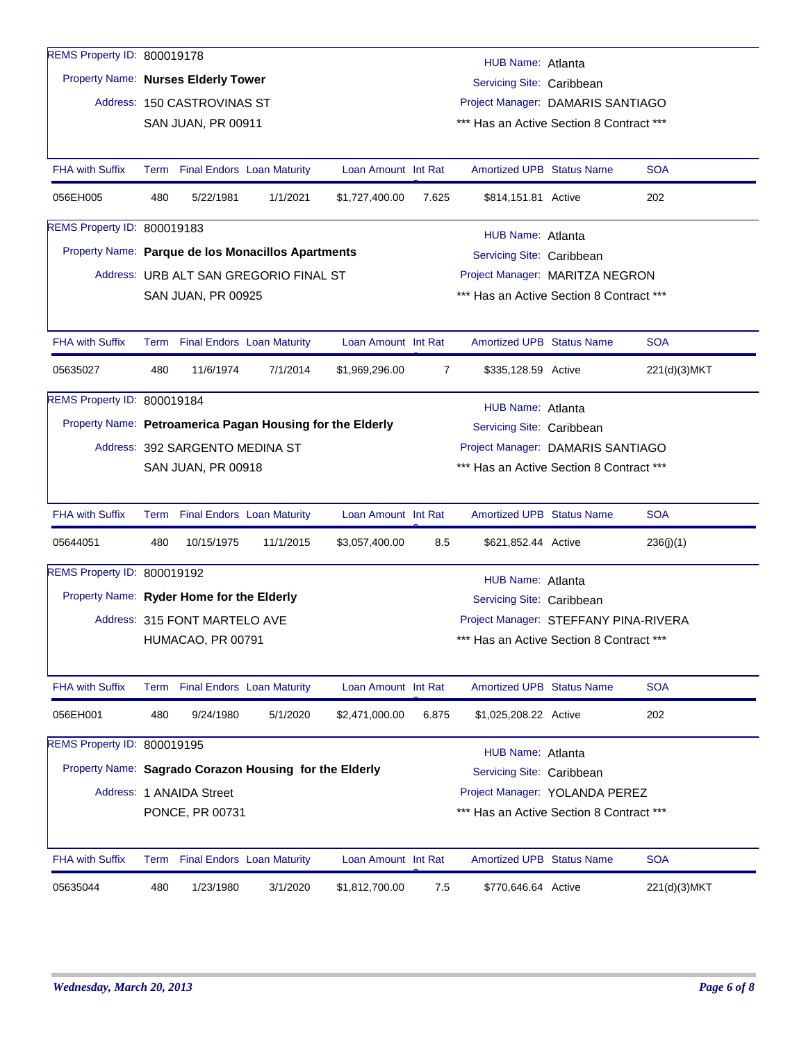REMS Property ID: 800019178

Property Name: **Nurses Elderly Tower**

Address: 150 CASTROVINAS ST
SAN JUAN, PR 00911

HUB Name: Atlanta
Servicing Site: Caribbean
Project Manager: DAMARIS SANTIAGO
*** Has an Active Section 8 Contract ***

| FHA with Suffix | Term | Final Endors | Loan Maturity | Loan Amount | Int Rat | Amortized UPB | Status Name | SOA |
|---|---|---|---|---|---|---|---|---|
| 056EH005 | 480 | 5/22/1981 | 1/1/2021 | $1,727,400.00 | 7.625 | $814,151.81 | Active | 202 |

REMS Property ID: 800019183

Property Name: **Parque de los Monacillos Apartments**

Address: URB ALT SAN GREGORIO FINAL ST
SAN JUAN, PR 00925

HUB Name: Atlanta
Servicing Site: Caribbean
Project Manager: MARITZA NEGRON
*** Has an Active Section 8 Contract ***

| FHA with Suffix | Term | Final Endors | Loan Maturity | Loan Amount | Int Rat | Amortized UPB | Status Name | SOA |
|---|---|---|---|---|---|---|---|---|
| 05635027 | 480 | 11/6/1974 | 7/1/2014 | $1,969,296.00 | 7 | $335,128.59 | Active | 221(d)(3)MKT |

REMS Property ID: 800019184

Property Name: **Petroamerica Pagan Housing for the Elderly**

Address: 392 SARGENTO MEDINA ST
SAN JUAN, PR 00918

HUB Name: Atlanta
Servicing Site: Caribbean
Project Manager: DAMARIS SANTIAGO
*** Has an Active Section 8 Contract ***

| FHA with Suffix | Term | Final Endors | Loan Maturity | Loan Amount | Int Rat | Amortized UPB | Status Name | SOA |
|---|---|---|---|---|---|---|---|---|
| 05644051 | 480 | 10/15/1975 | 11/1/2015 | $3,057,400.00 | 8.5 | $621,852.44 | Active | 236(j)(1) |

REMS Property ID: 800019192

Property Name: **Ryder Home for the Elderly**

Address: 315 FONT MARTELO AVE
HUMACAO, PR 00791

HUB Name: Atlanta
Servicing Site: Caribbean
Project Manager: STEFFANY PINA-RIVERA
*** Has an Active Section 8 Contract ***

| FHA with Suffix | Term | Final Endors | Loan Maturity | Loan Amount | Int Rat | Amortized UPB | Status Name | SOA |
|---|---|---|---|---|---|---|---|---|
| 056EH001 | 480 | 9/24/1980 | 5/1/2020 | $2,471,000.00 | 6.875 | $1,025,208.22 | Active | 202 |

REMS Property ID: 800019195

Property Name: **Sagrado Corazon Housing for the Elderly**

Address: 1 ANAIDA Street
PONCE, PR 00731

HUB Name: Atlanta
Servicing Site: Caribbean
Project Manager: YOLANDA PEREZ
*** Has an Active Section 8 Contract ***

| FHA with Suffix | Term | Final Endors | Loan Maturity | Loan Amount | Int Rat | Amortized UPB | Status Name | SOA |
|---|---|---|---|---|---|---|---|---|
| 05635044 | 480 | 1/23/1980 | 3/1/2020 | $1,812,700.00 | 7.5 | $770,646.64 | Active | 221(d)(3)MKT |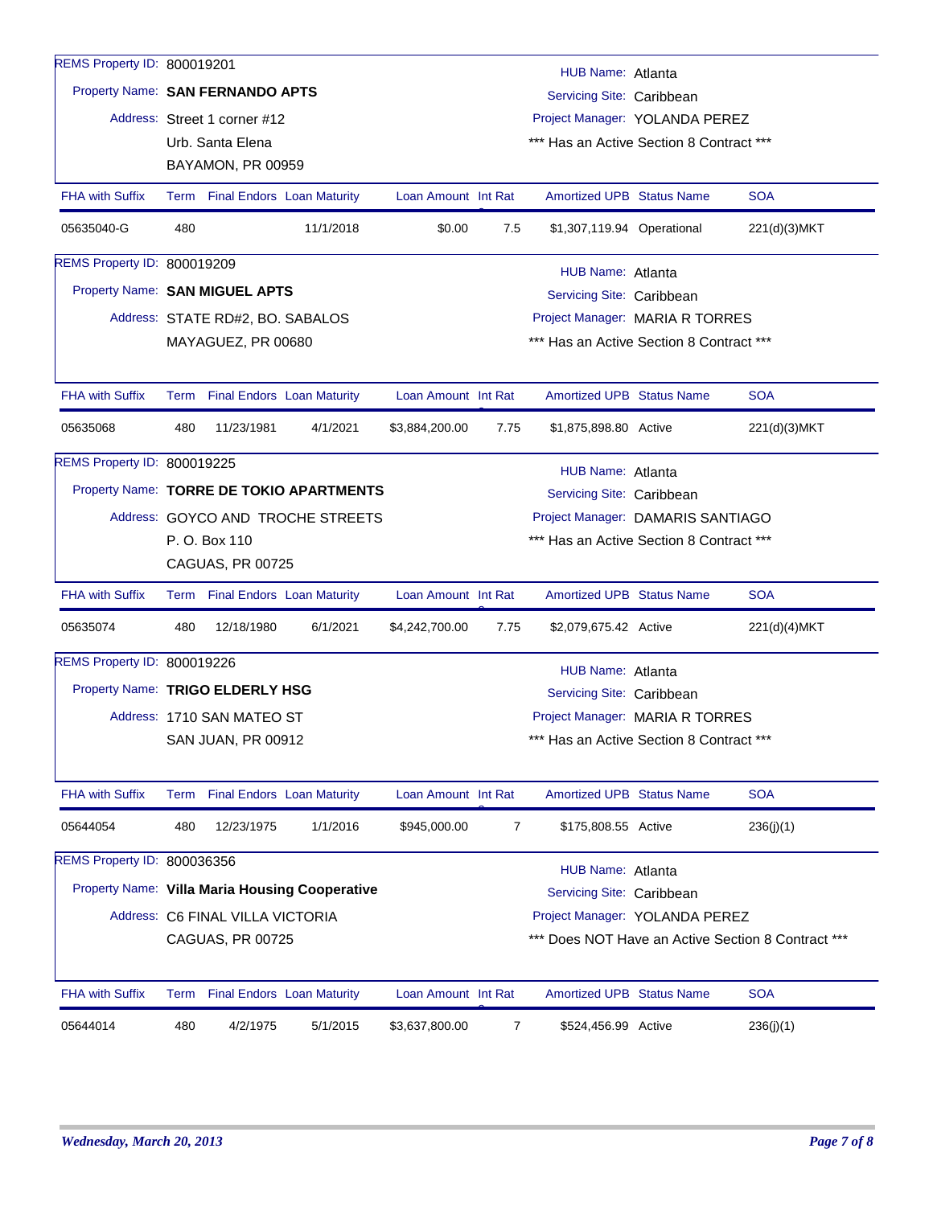REMS Property ID: 800019201

Property Name: **SAN FERNANDO APTS**

Address: Street 1 corner #12
Urb. Santa Elena
BAYAMON, PR 00959

HUB Name: Atlanta
Servicing Site: Caribbean
Project Manager: YOLANDA PEREZ
*** Has an Active Section 8 Contract ***

| FHA with Suffix | Term | Final Endors | Loan Maturity | Loan Amount | Int Rat | Amortized UPB | Status Name | SOA |
|---|---|---|---|---|---|---|---|---|
| 05635040-G | 480 | | 11/1/2018 | $0.00 | 7.5 | $1,307,119.94 | Operational | 221(d)(3)MKT |

REMS Property ID: 800019209

Property Name: **SAN MIGUEL APTS**

Address: STATE RD#2, BO. SABALOS
MAYAGUEZ, PR 00680

HUB Name: Atlanta
Servicing Site: Caribbean
Project Manager: MARIA R TORRES
*** Has an Active Section 8 Contract ***

| FHA with Suffix | Term | Final Endors | Loan Maturity | Loan Amount | Int Rat | Amortized UPB | Status Name | SOA |
|---|---|---|---|---|---|---|---|---|
| 05635068 | 480 | 11/23/1981 | 4/1/2021 | $3,884,200.00 | 7.75 | $1,875,898.80 | Active | 221(d)(3)MKT |

REMS Property ID: 800019225

Property Name: **TORRE DE TOKIO APARTMENTS**

Address: GOYCO AND TROCHE STREETS
P. O. Box 110
CAGUAS, PR 00725

HUB Name: Atlanta
Servicing Site: Caribbean
Project Manager: DAMARIS SANTIAGO
*** Has an Active Section 8 Contract ***

| FHA with Suffix | Term | Final Endors | Loan Maturity | Loan Amount | Int Rat | Amortized UPB | Status Name | SOA |
|---|---|---|---|---|---|---|---|---|
| 05635074 | 480 | 12/18/1980 | 6/1/2021 | $4,242,700.00 | 7.75 | $2,079,675.42 | Active | 221(d)(4)MKT |

REMS Property ID: 800019226

Property Name: **TRIGO ELDERLY HSG**

Address: 1710 SAN MATEO ST
SAN JUAN, PR 00912

HUB Name: Atlanta
Servicing Site: Caribbean
Project Manager: MARIA R TORRES
*** Has an Active Section 8 Contract ***

| FHA with Suffix | Term | Final Endors | Loan Maturity | Loan Amount | Int Rat | Amortized UPB | Status Name | SOA |
|---|---|---|---|---|---|---|---|---|
| 05644054 | 480 | 12/23/1975 | 1/1/2016 | $945,000.00 | 7 | $175,808.55 | Active | 236(j)(1) |

REMS Property ID: 800036356

Property Name: **Villa Maria Housing Cooperative**

Address: C6 FINAL VILLA VICTORIA
CAGUAS, PR 00725

HUB Name: Atlanta
Servicing Site: Caribbean
Project Manager: YOLANDA PEREZ
*** Does NOT Have an Active Section 8 Contract ***

| FHA with Suffix | Term | Final Endors | Loan Maturity | Loan Amount | Int Rat | Amortized UPB | Status Name | SOA |
|---|---|---|---|---|---|---|---|---|
| 05644014 | 480 | 4/2/1975 | 5/1/2015 | $3,637,800.00 | 7 | $524,456.99 | Active | 236(j)(1) |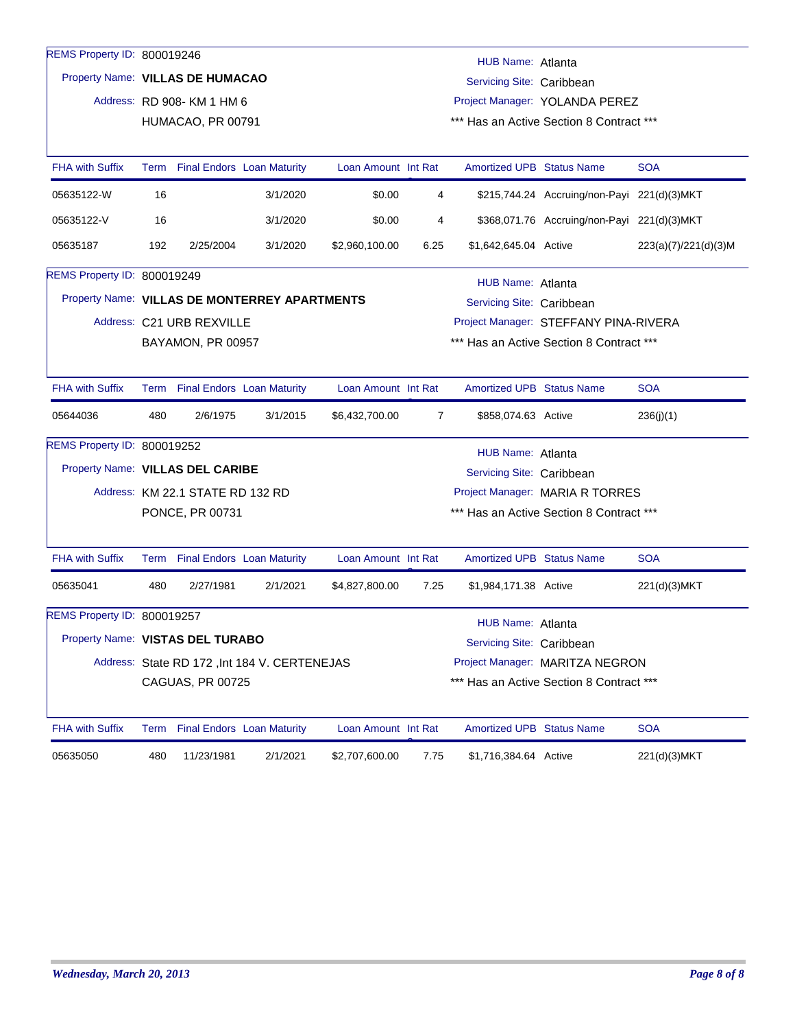REMS Property ID: 800019246

Property Name: **VILLAS DE HUMACAO**

Address: RD 908- KM 1 HM 6
HUMACAO, PR 00791

HUB Name: Atlanta
Servicing Site: Caribbean
Project Manager: YOLANDA PEREZ
*** Has an Active Section 8 Contract ***

| FHA with Suffix | Term | Final Endors | Loan Maturity | Loan Amount | Int Rat | Amortized UPB | Status Name | SOA |
|---|---|---|---|---|---|---|---|---|
| 05635122-W | 16 | | 3/1/2020 | $0.00 | 4 | $215,744.24 | Accruing/non-Payi | 221(d)(3)MKT |
| 05635122-V | 16 | | 3/1/2020 | $0.00 | 4 | $368,071.76 | Accruing/non-Payi | 221(d)(3)MKT |
| 05635187 | 192 | 2/25/2004 | 3/1/2020 | $2,960,100.00 | 6.25 | $1,642,645.04 | Active | 223(a)(7)/221(d)(3)M |

REMS Property ID: 800019249

Property Name: **VILLAS DE MONTERREY APARTMENTS**

Address: C21 URB REXVILLE
BAYAMON, PR 00957

HUB Name: Atlanta
Servicing Site: Caribbean
Project Manager: STEFFANY PINA-RIVERA
*** Has an Active Section 8 Contract ***

| FHA with Suffix | Term | Final Endors | Loan Maturity | Loan Amount | Int Rat | Amortized UPB | Status Name | SOA |
|---|---|---|---|---|---|---|---|---|
| 05644036 | 480 | 2/6/1975 | 3/1/2015 | $6,432,700.00 | 7 | $858,074.63 | Active | 236(j)(1) |

REMS Property ID: 800019252

Property Name: **VILLAS DEL CARIBE**

Address: KM 22.1 STATE RD 132 RD
PONCE, PR 00731

HUB Name: Atlanta
Servicing Site: Caribbean
Project Manager: MARIA R TORRES
*** Has an Active Section 8 Contract ***

| FHA with Suffix | Term | Final Endors | Loan Maturity | Loan Amount | Int Rat | Amortized UPB | Status Name | SOA |
|---|---|---|---|---|---|---|---|---|
| 05635041 | 480 | 2/27/1981 | 2/1/2021 | $4,827,800.00 | 7.25 | $1,984,171.38 | Active | 221(d)(3)MKT |

REMS Property ID: 800019257

Property Name: **VISTAS DEL TURABO**

Address: State RD 172 ,Int 184 V. CERTENEJAS
CAGUAS, PR 00725

HUB Name: Atlanta
Servicing Site: Caribbean
Project Manager: MARITZA NEGRON
*** Has an Active Section 8 Contract ***

| FHA with Suffix | Term | Final Endors | Loan Maturity | Loan Amount | Int Rat | Amortized UPB | Status Name | SOA |
|---|---|---|---|---|---|---|---|---|
| 05635050 | 480 | 11/23/1981 | 2/1/2021 | $2,707,600.00 | 7.75 | $1,716,384.64 | Active | 221(d)(3)MKT |

*Wednesday, March 20, 2013*